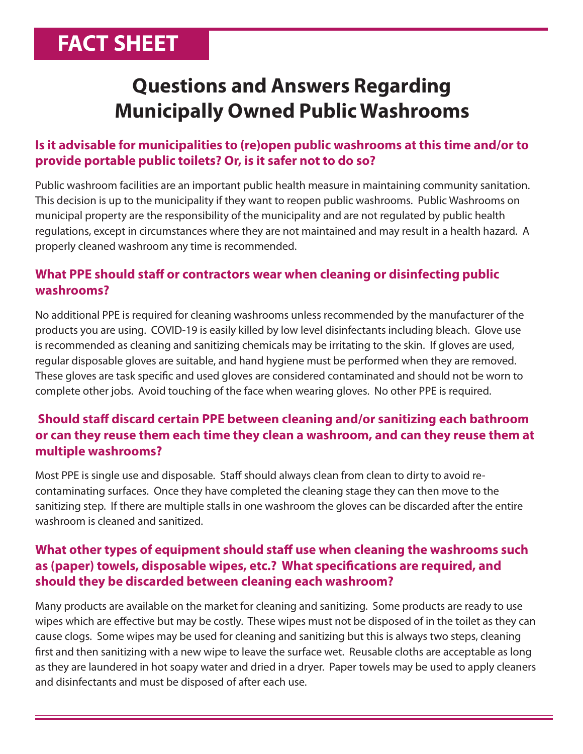# FACT SHEET

# Questions and Answers Regarding Municipally Owned Public Washrooms

### Is it advisable for municipalities to (re)open public washrooms at this time and/or to provide portable public toilets? Or, is it safer not to do so?

Public washroom facilities are an important public health measure in maintaining community sanitation. This decision is up to the municipality if they want to reopen public washrooms. Public Washrooms on municipal property are the responsibility of the municipality and are not regulated by public health regulations, except in circumstances where they are not maintained and may result in a health hazard. A properly cleaned washroom any time is recommended.

### What PPE should staff or contractors wear when cleaning or disinfecting public washrooms?

No additional PPE is required for cleaning washrooms unless recommended by the manufacturer of the products you are using. COVID-19 is easily killed by low level disinfectants including bleach. Glove use is recommended as cleaning and sanitizing chemicals may be irritating to the skin. If gloves are used, regular disposable gloves are suitable, and hand hygiene must be performed when they are removed. These gloves are task specific and used gloves are considered contaminated and should not be worn to complete other jobs. Avoid touching of the face when wearing gloves. No other PPE is required.

### Should staff discard certain PPE between cleaning and/or sanitizing each bathroom or can they reuse them each time they clean a washroom, and can they reuse them at multiple washrooms?

Most PPE is single use and disposable. Staff should always clean from clean to dirty to avoid re-contaminating surfaces. Once they have completed the cleaning stage they can then move to the sanitizing step. If there are multiple stalls in one washroom the gloves can be discarded after the entire washroom is cleaned and sanitized.

### What other types of equipment should staff use when cleaning the washrooms such as (paper) towels, disposable wipes, etc.? What specifications are required, and should they be discarded between cleaning each washroom?

Many products are available on the market for cleaning and sanitizing. Some products are ready to use wipes which are effective but may be costly. These wipes must not be disposed of in the toilet as they can cause clogs. Some wipes may be used for cleaning and sanitizing but this is always two steps, cleaning first and then sanitizing with a new wipe to leave the surface wet. Reusable cloths are acceptable as long as they are laundered in hot soapy water and dried in a dryer. Paper towels may be used to apply cleaners and disinfectants and must be disposed of after each use.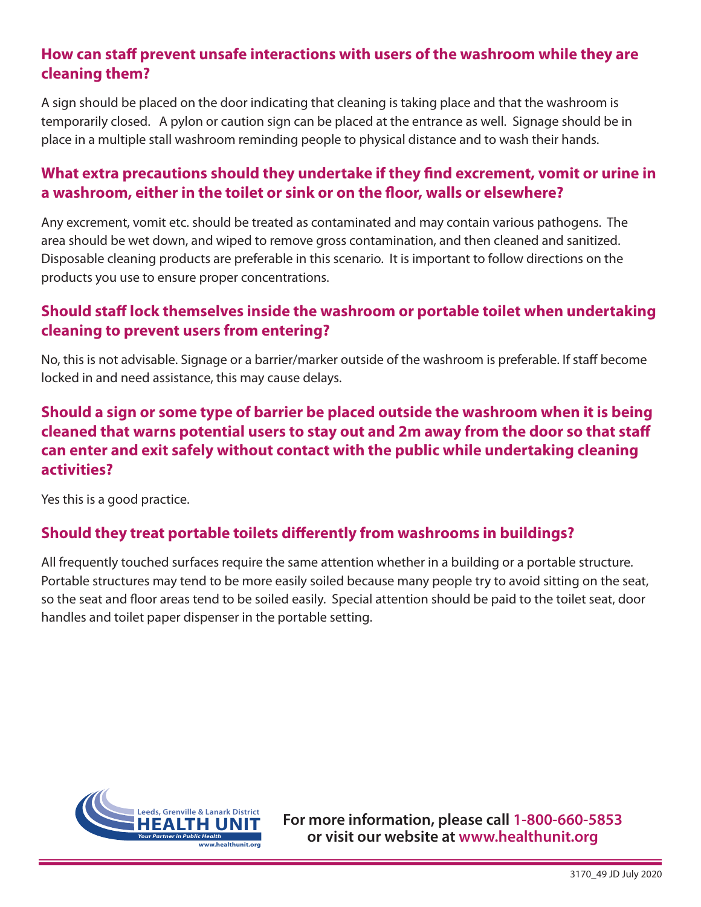## How can staff prevent unsafe interactions with users of the washroom while they are cleaning them?

A sign should be placed on the door indicating that cleaning is taking place and that the washroom is temporarily closed. A pylon or caution sign can be placed at the entrance as well. Signage should be in place in a multiple stall washroom reminding people to physical distance and to wash their hands.

## What extra precautions should they undertake if they find excrement, vomit or urine in a washroom, either in the toilet or sink or on the floor, walls or elsewhere?

Any excrement, vomit etc. should be treated as contaminated and may contain various pathogens. The area should be wet down, and wiped to remove gross contamination, and then cleaned and sanitized. Disposable cleaning products are preferable in this scenario. It is important to follow directions on the products you use to ensure proper concentrations.

## Should staff lock themselves inside the washroom or portable toilet when undertaking cleaning to prevent users from entering?

No, this is not advisable. Signage or a barrier/marker outside of the washroom is preferable. If staff become locked in and need assistance, this may cause delays.

## Should a sign or some type of barrier be placed outside the washroom when it is being cleaned that warns potential users to stay out and 2m away from the door so that staff can enter and exit safely without contact with the public while undertaking cleaning activities?

Yes this is a good practice.

## Should they treat portable toilets differently from washrooms in buildings?

All frequently touched surfaces require the same attention whether in a building or a portable structure. Portable structures may tend to be more easily soiled because many people try to avoid sitting on the seat, so the seat and floor areas tend to be soiled easily. Special attention should be paid to the toilet seat, door handles and toilet paper dispenser in the portable setting.

Leeds, Grenville & Lanark District
HEALTH UNIT
*Your Partner in Public Health*
www.healthunit.org

**For more information, please call 1-800-660-5853 or visit our website at www.healthunit.org**

3170_49 JD July 2020